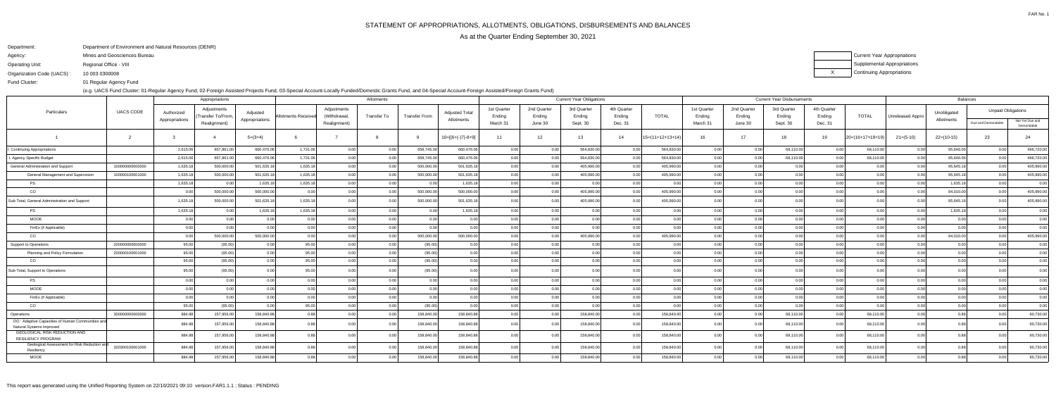# STATEMENT OF APPROPRIATIONS, ALLOTMENTS, OBLIGATIONS, DISBURSEMENTS AND BALANCES

As at the Quarter Ending September 30, 2021

Department: Department of Environment and Natural Resources (DENR)

Agency: Mines and Geosciences Bureau

Operating Unit: Regional Office - VIII

Organization Code (UACS) : 10 003 0300008

Fund Cluster: 01 Regular Agency Fund

(e.g. UACS Fund Cluster: 01-Regular Agency Fund, 02-Foreign Assisted Projects Fund, 03-Special Account-Locally Funded/Domestic Grants Fund, and 04-Special Account-Foreign Assisted/Foreign Grants Fund)

| | Current Year Appropriations |
|---|---|
| | Supplemental Appropriations |
| X | Continuing Appropriations |

| Particulars | UACS CODE | Appropriations | | | Allotments | | | | | Current Year Obligations | | | | | Current Year Disbursements | | | | | Balances | | | |
|---|---|---|---|---|---|---|---|---|---|---|---|---|---|---|---|---|---|---|---|---|---|---|---|
| | | Authorized Appropriations | Adjustments (Transfer To/From, Realignment) | Adjusted Appropriations | Allotments Received | Adjustments (Withdrawal, Realignment) | Transfer To | Transfer From | Adjusted Total Allotments | 1st Quarter Ending March 31 | 2nd Quarter Ending June 30 | 3rd Quarter Ending Sept. 30 | 4th Quarter Ending Dec. 31 | TOTAL | 1st Quarter Ending March 31 | 2nd Quarter Ending June 30 | 3rd Quarter Ending Sept. 30 | 4th Quarter Ending Dec. 31 | TOTAL | Unreleased Appro | Unobligated Allotments | Unpaid Obligations | |
| | | | | | | | | | | | | | | | | | | | | | | Due and Demandable | Not Yet Due and Demandable |
| 1 | 2 | 3 | 4 | 5=(3+4) | 6 | 7 | 8 | 9 | 10=[{6+(-)7}-8+9] | 11 | 12 | 13 | 14 | 15=(11+12+13+14) | 16 | 17 | 18 | 19 | 20=(16+17+18+19) | 21=(5-10) | 22=(10-15) | 23 | 24 |
| I. Continuing Appropriations | | 2,615.06 | 657,861.00 | 660,476.06 | 1,731.06 | 0.00 | 0.00 | 658,745.00 | 660,476.06 | 0.00 | 0.00 | 564,830.00 | 0.00 | 564,830.00 | 0.00 | 0.00 | 68,110.00 | 0.00 | 68,110.00 | 0.00 | 95,646.06 | 0.00 | 496,720.00 |
| I. Agency Specific Budget | | 2,615.06 | 657,861.00 | 660,476.06 | 1,731.06 | 0.00 | 0.00 | 658,745.00 | 660,476.06 | 0.00 | 0.00 | 564,830.00 | 0.00 | 564,830.00 | 0.00 | 0.00 | 68,110.00 | 0.00 | 68,110.00 | 0.00 | 95,646.06 | 0.00 | 496,720.00 |
| General Administration and Support | 100000000000000 | 1,635.18 | 500,000.00 | 501,635.18 | 1,635.18 | 0.00 | 0.00 | 500,000.00 | 501,635.18 | 0.00 | 0.00 | 405,990.00 | 0.00 | 405,990.00 | 0.00 | 0.00 | 0.00 | 0.00 | 0.00 | 0.00 | 95,645.18 | 0.00 | 405,990.00 |
| General Management and Supervision | 100000100001000 | 1,635.18 | 500,000.00 | 501,635.18 | 1,635.18 | 0.00 | 0.00 | 500,000.00 | 501,635.18 | 0.00 | 0.00 | 405,990.00 | 0.00 | 405,990.00 | 0.00 | 0.00 | 0.00 | 0.00 | 0.00 | 0.00 | 95,645.18 | 0.00 | 405,990.00 |
| PS | | 1,635.18 | 0.00 | 1,635.18 | 1,635.18 | 0.00 | 0.00 | 0.00 | 1,635.18 | 0.00 | 0.00 | 0.00 | 0.00 | 0.00 | 0.00 | 0.00 | 0.00 | 0.00 | 0.00 | 0.00 | 1,635.18 | 0.00 | 0.00 |
| CO | | 0.00 | 500,000.00 | 500,000.00 | 0.00 | 0.00 | 0.00 | 500,000.00 | 500,000.00 | 0.00 | 0.00 | 405,990.00 | 0.00 | 405,990.00 | 0.00 | 0.00 | 0.00 | 0.00 | 0.00 | 0.00 | 94,010.00 | 0.00 | 405,990.00 |
| Sub-Total, General Administration and Support | | 1,635.18 | 500,000.00 | 501,635.18 | 1,635.18 | 0.00 | 0.00 | 500,000.00 | 501,635.18 | 0.00 | 0.00 | 405,990.00 | 0.00 | 405,990.00 | 0.00 | 0.00 | 0.00 | 0.00 | 0.00 | 0.00 | 95,645.18 | 0.00 | 405,990.00 |
| PS | | 1,635.18 | 0.00 | 1,635.18 | 1,635.18 | 0.00 | 0.00 | 0.00 | 1,635.18 | 0.00 | 0.00 | 0.00 | 0.00 | 0.00 | 0.00 | 0.00 | 0.00 | 0.00 | 0.00 | 0.00 | 1,635.18 | 0.00 | 0.00 |
| MOOE | | 0.00 | 0.00 | 0.00 | 0.00 | 0.00 | 0.00 | 0.00 | 0.00 | 0.00 | 0.00 | 0.00 | 0.00 | 0.00 | 0.00 | 0.00 | 0.00 | 0.00 | 0.00 | 0.00 | 0.00 | 0.00 | 0.00 |
| FinEx (if Applicable) | | 0.00 | 0.00 | 0.00 | 0.00 | 0.00 | 0.00 | 0.00 | 0.00 | 0.00 | 0.00 | 0.00 | 0.00 | 0.00 | 0.00 | 0.00 | 0.00 | 0.00 | 0.00 | 0.00 | 0.00 | 0.00 | 0.00 |
| CO | | 0.00 | 500,000.00 | 500,000.00 | 0.00 | 0.00 | 0.00 | 500,000.00 | 500,000.00 | 0.00 | 0.00 | 405,990.00 | 0.00 | 405,990.00 | 0.00 | 0.00 | 0.00 | 0.00 | 0.00 | 0.00 | 94,010.00 | 0.00 | 405,990.00 |
| Support to Operations | 200000000000000 | 95.00 | (95.00) | 0.00 | 95.00 | 0.00 | 0.00 | (95.00) | 0.00 | 0.00 | 0.00 | 0.00 | 0.00 | 0.00 | 0.00 | 0.00 | 0.00 | 0.00 | 0.00 | 0.00 | 0.00 | 0.00 | 0.00 |
| Planning and Policy Formulation | 200000100001000 | 95.00 | (95.00) | 0.00 | 95.00 | 0.00 | 0.00 | (95.00) | 0.00 | 0.00 | 0.00 | 0.00 | 0.00 | 0.00 | 0.00 | 0.00 | 0.00 | 0.00 | 0.00 | 0.00 | 0.00 | 0.00 | 0.00 |
| CO | | 95.00 | (95.00) | 0.00 | 95.00 | 0.00 | 0.00 | (95.00) | 0.00 | 0.00 | 0.00 | 0.00 | 0.00 | 0.00 | 0.00 | 0.00 | 0.00 | 0.00 | 0.00 | 0.00 | 0.00 | 0.00 | 0.00 |
| Sub-Total, Support to Operations | | 95.00 | (95.00) | 0.00 | 95.00 | 0.00 | 0.00 | (95.00) | 0.00 | 0.00 | 0.00 | 0.00 | 0.00 | 0.00 | 0.00 | 0.00 | 0.00 | 0.00 | 0.00 | 0.00 | 0.00 | 0.00 | 0.00 |
| PS | | 0.00 | 0.00 | 0.00 | 0.00 | 0.00 | 0.00 | 0.00 | 0.00 | 0.00 | 0.00 | 0.00 | 0.00 | 0.00 | 0.00 | 0.00 | 0.00 | 0.00 | 0.00 | 0.00 | 0.00 | 0.00 | 0.00 |
| MOOE | | 0.00 | 0.00 | 0.00 | 0.00 | 0.00 | 0.00 | 0.00 | 0.00 | 0.00 | 0.00 | 0.00 | 0.00 | 0.00 | 0.00 | 0.00 | 0.00 | 0.00 | 0.00 | 0.00 | 0.00 | 0.00 | 0.00 |
| FinEx (if Applicable) | | 0.00 | 0.00 | 0.00 | 0.00 | 0.00 | 0.00 | 0.00 | 0.00 | 0.00 | 0.00 | 0.00 | 0.00 | 0.00 | 0.00 | 0.00 | 0.00 | 0.00 | 0.00 | 0.00 | 0.00 | 0.00 | 0.00 |
| CO | | 95.00 | (95.00) | 0.00 | 95.00 | 0.00 | 0.00 | (95.00) | 0.00 | 0.00 | 0.00 | 0.00 | 0.00 | 0.00 | 0.00 | 0.00 | 0.00 | 0.00 | 0.00 | 0.00 | 0.00 | 0.00 | 0.00 |
| Operations | 300000000000000 | 884.88 | 157,956.00 | 158,840.88 | 0.88 | 0.00 | 0.00 | 158,840.00 | 158,840.88 | 0.00 | 0.00 | 158,840.00 | 0.00 | 158,840.00 | 0.00 | 0.00 | 68,110.00 | 0.00 | 68,110.00 | 0.00 | 0.88 | 0.00 | 90,730.00 |
| OO : Adaptive Capacities of Human Communities and Natural Systems Improved | | 884.88 | 157,956.00 | 158,840.88 | 0.88 | 0.00 | 0.00 | 158,840.00 | 158,840.88 | 0.00 | 0.00 | 158,840.00 | 0.00 | 158,840.00 | 0.00 | 0.00 | 68,110.00 | 0.00 | 68,110.00 | 0.00 | 0.88 | 0.00 | 90,730.00 |
| GEOLOGICAL RISK REDUCTION AND RESILIENCY PROGRAM | | 884.88 | 157,956.00 | 158,840.88 | 0.88 | 0.00 | 0.00 | 158,840.00 | 158,840.88 | 0.00 | 0.00 | 158,840.00 | 0.00 | 158,840.00 | 0.00 | 0.00 | 68,110.00 | 0.00 | 68,110.00 | 0.00 | 0.88 | 0.00 | 90,730.00 |
| Geological Assessment for Risk Reduction and Resiliency | 320300100001000 | 884.88 | 157,956.00 | 158,840.88 | 0.88 | 0.00 | 0.00 | 158,840.00 | 158,840.88 | 0.00 | 0.00 | 158,840.00 | 0.00 | 158,840.00 | 0.00 | 0.00 | 68,110.00 | 0.00 | 68,110.00 | 0.00 | 0.88 | 0.00 | 90,730.00 |
| MOOE | | 884.88 | 157,956.00 | 158,840.88 | 0.88 | 0.00 | 0.00 | 158,840.00 | 158,840.88 | 0.00 | 0.00 | 158,840.00 | 0.00 | 158,840.00 | 0.00 | 0.00 | 68,110.00 | 0.00 | 68,110.00 | 0.00 | 0.88 | 0.00 | 90,730.00 |

This report was generated using the Unified Reporting System on 22/10/2021 09:10 version.FAR1.1.1 ; Status : PENDING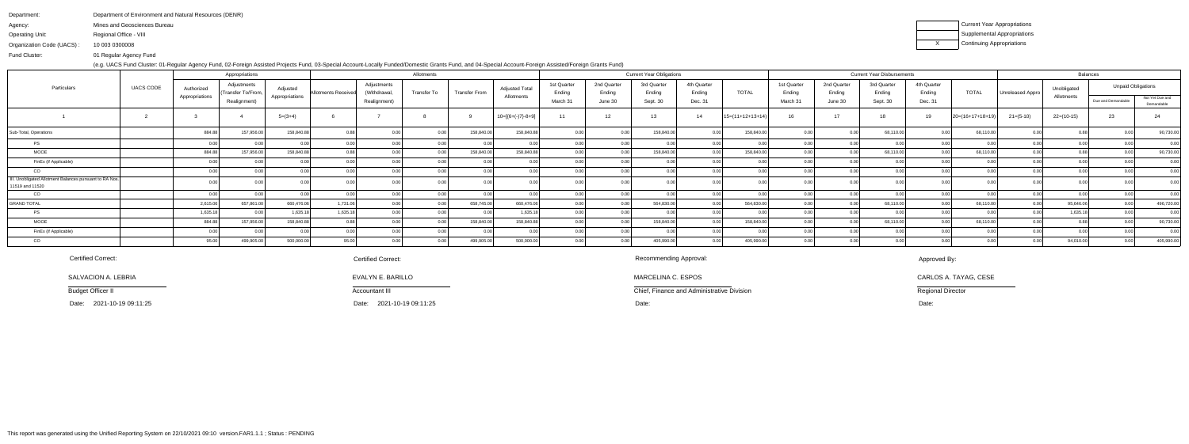Department: Department of Environment and Natural Resources (DENR)

Agency: Mines and Geosciences Bureau

Operating Unit: Regional Office - VIII

Organization Code (UACS) : 10 003 0300008

Fund Cluster: 01 Regular Agency Fund

(e.g. UACS Fund Cluster: 01-Regular Agency Fund, 02-Foreign Assisted Projects Fund, 03-Special Account-Locally Funded/Domestic Grants Fund, and 04-Special Account-Foreign Assisted/Foreign Grants Fund)

| | Current Year Appropriations |
|---|---|
| | Supplemental Appropriations |
| X | Continuing Appropriations |

| Particulars | UACS CODE | Appropriations | | | Allotments | | | | | Current Year Obligations | | | | | Current Year Disbursements | | | | | Balances | | | |
|---|---|---|---|---|---|---|---|---|---|---|---|---|---|---|---|---|---|---|---|---|---|---|---|
| | | Authorized Appropriations | Adjustments (Transfer To/From, Realignment) | Adjusted Appropriations | Allotments Received | Adjustments (Withdrawal, Realignment) | Transfer To | Transfer From | Adjusted Total Allotments | 1st Quarter Ending March 31 | 2nd Quarter Ending June 30 | 3rd Quarter Ending Sept. 30 | 4th Quarter Ending Dec. 31 | TOTAL | 1st Quarter Ending March 31 | 2nd Quarter Ending June 30 | 3rd Quarter Ending Sept. 30 | 4th Quarter Ending Dec. 31 | TOTAL | Unreleased Appro | Unobligated Allotments | Unpaid Obligations | |
| | | | | | | | | | | | | | | | | | | | | | | Due and Demandable | Not Yet Due and Demandable |
| 1 | 2 | 3 | 4 | 5=(3+4) | 6 | 7 | 8 | 9 | 10=[{6+(-)7}-8+9] | 11 | 12 | 13 | 14 | 15=(11+12+13+14) | 16 | 17 | 18 | 19 | 20=(16+17+18+19) | 21=(5-10) | 22=(10-15) | 23 | 24 |
| Sub-Total, Operations | | 884.88 | 157,956.00 | 158,840.88 | 0.88 | 0.00 | 0.00 | 158,840.00 | 158,840.88 | 0.00 | 0.00 | 158,840.00 | 0.00 | 158,840.00 | 0.00 | 0.00 | 68,110.00 | 0.00 | 68,110.00 | 0.00 | 0.88 | 0.00 | 90,730.00 |
| PS | | 0.00 | 0.00 | 0.00 | 0.00 | 0.00 | 0.00 | 0.00 | 0.00 | 0.00 | 0.00 | 0.00 | 0.00 | 0.00 | 0.00 | 0.00 | 0.00 | 0.00 | 0.00 | 0.00 | 0.00 | 0.00 | 0.00 |
| MOOE | | 884.88 | 157,956.00 | 158,840.88 | 0.88 | 0.00 | 0.00 | 158,840.00 | 158,840.88 | 0.00 | 0.00 | 158,840.00 | 0.00 | 158,840.00 | 0.00 | 0.00 | 68,110.00 | 0.00 | 68,110.00 | 0.00 | 0.88 | 0.00 | 90,730.00 |
| FinEx (If Applicable) | | 0.00 | 0.00 | 0.00 | 0.00 | 0.00 | 0.00 | 0.00 | 0.00 | 0.00 | 0.00 | 0.00 | 0.00 | 0.00 | 0.00 | 0.00 | 0.00 | 0.00 | 0.00 | 0.00 | 0.00 | 0.00 | 0.00 |
| CO | | 0.00 | 0.00 | 0.00 | 0.00 | 0.00 | 0.00 | 0.00 | 0.00 | 0.00 | 0.00 | 0.00 | 0.00 | 0.00 | 0.00 | 0.00 | 0.00 | 0.00 | 0.00 | 0.00 | 0.00 | 0.00 | 0.00 |
| III. Unobligated Allotment Balances pursuant to RA Nos. 11519 and 11520 | | 0.00 | 0.00 | 0.00 | 0.00 | 0.00 | 0.00 | 0.00 | 0.00 | 0.00 | 0.00 | 0.00 | 0.00 | 0.00 | 0.00 | 0.00 | 0.00 | 0.00 | 0.00 | 0.00 | 0.00 | 0.00 | 0.00 |
| CO | | 0.00 | 0.00 | 0.00 | 0.00 | 0.00 | 0.00 | 0.00 | 0.00 | 0.00 | 0.00 | 0.00 | 0.00 | 0.00 | 0.00 | 0.00 | 0.00 | 0.00 | 0.00 | 0.00 | 0.00 | 0.00 | 0.00 |
| GRAND TOTAL | | 2,615.06 | 657,861.00 | 660,476.06 | 1,731.06 | 0.00 | 0.00 | 658,745.00 | 660,476.06 | 0.00 | 0.00 | 564,830.00 | 0.00 | 564,830.00 | 0.00 | 0.00 | 68,110.00 | 0.00 | 68,110.00 | 0.00 | 95,646.06 | 0.00 | 496,720.00 |
| PS | | 1,635.18 | 0.00 | 1,635.18 | 1,635.18 | 0.00 | 0.00 | 0.00 | 1,635.18 | 0.00 | 0.00 | 0.00 | 0.00 | 0.00 | 0.00 | 0.00 | 0.00 | 0.00 | 0.00 | 0.00 | 1,635.18 | 0.00 | 0.00 |
| MOOE | | 884.88 | 157,956.00 | 158,840.88 | 0.88 | 0.00 | 0.00 | 158,840.00 | 158,840.88 | 0.00 | 0.00 | 158,840.00 | 0.00 | 158,840.00 | 0.00 | 0.00 | 68,110.00 | 0.00 | 68,110.00 | 0.00 | 0.88 | 0.00 | 90,730.00 |
| FinEx (If Applicable) | | 0.00 | 0.00 | 0.00 | 0.00 | 0.00 | 0.00 | 0.00 | 0.00 | 0.00 | 0.00 | 0.00 | 0.00 | 0.00 | 0.00 | 0.00 | 0.00 | 0.00 | 0.00 | 0.00 | 0.00 | 0.00 | 0.00 |
| CO | | 95.00 | 499,905.00 | 500,000.00 | 95.00 | 0.00 | 0.00 | 499,905.00 | 500,000.00 | 0.00 | 0.00 | 405,990.00 | 0.00 | 405,990.00 | 0.00 | 0.00 | 0.00 | 0.00 | 0.00 | 0.00 | 94,010.00 | 0.00 | 405,990.00 |

| Certified Correct: | Certified Correct: | Recommending Approval: | Approved By: |
|---|---|---|---|
| SALVACION A. LEBRIA | EVALYN E. BARILLO | MARCELINA C. ESPOS | CARLOS A. TAYAG, CESE |
| Budget Officer II | Accountant III | Chief, Finance and Administrative Division | Regional Director |
| Date: 2021-10-19 09:11:25 | Date: 2021-10-19 09:11:25 | Date: | Date: |

This report was generated using the Unified Reporting System on 22/10/2021 09:10 version.FAR1.1.1 ; Status : PENDING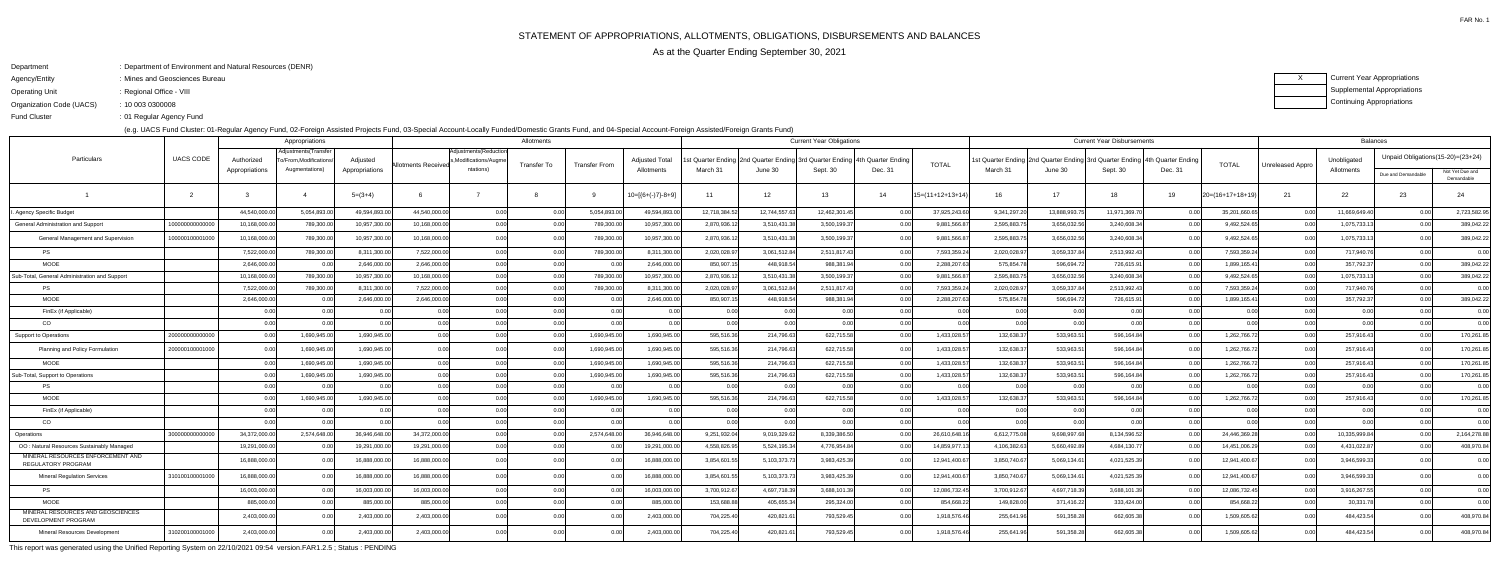# STATEMENT OF APPROPRIATIONS, ALLOTMENTS, OBLIGATIONS, DISBURSEMENTS AND BALANCES

As at the Quarter Ending September 30, 2021

Department : Department of Environment and Natural Resources (DENR)
Agency/Entity : Mines and Geosciences Bureau
Operating Unit : Regional Office - VIII
Organization Code (UACS) : 10 003 0300008
Fund Cluster : 01 Regular Agency Fund

(e.g. UACS Fund Cluster: 01-Regular Agency Fund, 02-Foreign Assisted Projects Fund, 03-Special Account-Locally Funded/Domestic Grants Fund, and 04-Special Account-Foreign Assisted/Foreign Grants Fund)

| X | Current Year Appropriations |
|---|---|
| | Supplemental Appropriations |
| | Continuing Appropriations |

| Particulars | UACS CODE | Appropriations | | | Allotments | | | | | Current Year Obligations | | | | | Current Year Disbursements | | | | | Balances | | | |
|---|---|---|---|---|---|---|---|---|---|---|---|---|---|---|---|---|---|---|---|---|---|---|---|
| | | Authorized Appropriations | Adjustments(Transfer To/From,Modifications/Augmentations) | Adjusted Appropriations | Allotments Received | Adjustments(Reductions,Modifications/Augmentations) | Transfer To | Transfer From | Adjusted Total Allotments | 1st Quarter Ending March 31 | 2nd Quarter Ending June 30 | 3rd Quarter Ending Sept. 30 | 4th Quarter Ending Dec. 31 | TOTAL | 1st Quarter Ending March 31 | 2nd Quarter Ending June 30 | 3rd Quarter Ending Sept. 30 | 4th Quarter Ending Dec. 31 | TOTAL | Unreleased Appro | Unobligated Allotments | Unpaid Obligations(15-20)=(23+24) Due and Demandable | Unpaid Obligations(15-20)=(23+24) Not Yet Due and Demandable |
| 1 | 2 | 3 | 4 | 5=(3+4) | 6 | 7 | 8 | 9 | 10=[{6+(-)7}-8+9] | 11 | 12 | 13 | 14 | 15=(11+12+13+14) | 16 | 17 | 18 | 19 | 20=(16+17+18+19) | 21 | 22 | 23 | 24 |
| I. Agency Specific Budget | | 44,540,000.00 | 5,054,893.00 | 49,594,893.00 | 44,540,000.00 | 0.00 | 0.00 | 5,054,893.00 | 49,594,893.00 | 12,718,384.52 | 12,744,557.63 | 12,462,301.45 | 0.00 | 37,925,243.60 | 9,341,297.20 | 13,888,993.75 | 11,971,369.70 | 0.00 | 35,201,660.65 | 0.00 | 11,669,649.40 | 0.00 | 2,723,582.95 |
| General Administration and Support | 100000000000000 | 10,168,000.00 | 789,300.00 | 10,957,300.00 | 10,168,000.00 | 0.00 | 0.00 | 789,300.00 | 10,957,300.00 | 2,870,936.12 | 3,510,431.38 | 3,500,199.37 | 0.00 | 9,881,566.87 | 2,595,863.75 | 3,656,032.56 | 3,240,608.34 | 0.00 | 9,492,524.65 | 0.00 | 1,075,733.13 | 0.00 | 389,042.22 |
| General Management and Supervision | 100000100001000 | 10,168,000.00 | 789,300.00 | 10,957,300.00 | 10,168,000.00 | 0.00 | 0.00 | 789,300.00 | 10,957,300.00 | 2,870,936.12 | 3,510,431.38 | 3,500,199.37 | 0.00 | 9,881,566.87 | 2,595,863.75 | 3,656,032.56 | 3,240,608.34 | 0.00 | 9,492,524.65 | 0.00 | 1,075,733.13 | 0.00 | 389,042.22 |
| PS | | 7,522,000.00 | 789,300.00 | 8,311,300.00 | 7,522,000.00 | 0.00 | 0.00 | 789,300.00 | 8,311,300.00 | 2,020,028.97 | 3,061,512.84 | 2,511,817.43 | 0.00 | 7,593,359.24 | 2,020,028.97 | 3,059,337.84 | 2,513,992.43 | 0.00 | 7,593,359.24 | 0.00 | 717,940.76 | 0.00 | 0.00 |
| MOOE | | 2,646,000.00 | 0.00 | 2,646,000.00 | 2,646,000.00 | 0.00 | 0.00 | 0.00 | 2,646,000.00 | 850,907.15 | 448,918.54 | 988,381.94 | 0.00 | 2,288,207.63 | 575,854.78 | 596,694.72 | 726,615.91 | 0.00 | 1,899,165.41 | 0.00 | 357,792.37 | 0.00 | 389,042.22 |
| Sub-Total, General Administration and Support | | 10,168,000.00 | 789,300.00 | 10,957,300.00 | 10,168,000.00 | 0.00 | 0.00 | 789,300.00 | 10,957,300.00 | 2,870,936.12 | 3,510,431.38 | 3,500,199.37 | 0.00 | 9,881,566.87 | 2,595,863.75 | 3,656,032.56 | 3,240,608.34 | 0.00 | 9,492,524.65 | 0.00 | 1,075,733.13 | 0.00 | 389,042.22 |
| PS | | 7,522,000.00 | 789,300.00 | 8,311,300.00 | 7,522,000.00 | 0.00 | 0.00 | 789,300.00 | 8,311,300.00 | 2,020,028.97 | 3,061,512.84 | 2,511,817.43 | 0.00 | 7,593,359.24 | 2,020,028.97 | 3,059,337.84 | 2,513,992.43 | 0.00 | 7,593,359.24 | 0.00 | 717,940.76 | 0.00 | 0.00 |
| MOOE | | 2,646,000.00 | 0.00 | 2,646,000.00 | 2,646,000.00 | 0.00 | 0.00 | 0.00 | 2,646,000.00 | 850,907.15 | 448,918.54 | 988,381.94 | 0.00 | 2,288,207.63 | 575,854.78 | 596,694.72 | 726,615.91 | 0.00 | 1,899,165.41 | 0.00 | 357,792.37 | 0.00 | 389,042.22 |
| FinEx (if Applicable) | | 0.00 | 0.00 | 0.00 | 0.00 | 0.00 | 0.00 | 0.00 | 0.00 | 0.00 | 0.00 | 0.00 | 0.00 | 0.00 | 0.00 | 0.00 | 0.00 | 0.00 | 0.00 | 0.00 | 0.00 | 0.00 | 0.00 |
| CO | | 0.00 | 0.00 | 0.00 | 0.00 | 0.00 | 0.00 | 0.00 | 0.00 | 0.00 | 0.00 | 0.00 | 0.00 | 0.00 | 0.00 | 0.00 | 0.00 | 0.00 | 0.00 | 0.00 | 0.00 | 0.00 | 0.00 |
| Support to Operations | 200000000000000 | 0.00 | 1,690,945.00 | 1,690,945.00 | 0.00 | 0.00 | 0.00 | 1,690,945.00 | 1,690,945.00 | 595,516.36 | 214,796.63 | 622,715.58 | 0.00 | 1,433,028.57 | 132,638.37 | 533,963.51 | 596,164.84 | 0.00 | 1,262,766.72 | 0.00 | 257,916.43 | 0.00 | 170,261.85 |
| Planning and Policy Formulation | 200000100001000 | 0.00 | 1,690,945.00 | 1,690,945.00 | 0.00 | 0.00 | 0.00 | 1,690,945.00 | 1,690,945.00 | 595,516.36 | 214,796.63 | 622,715.58 | 0.00 | 1,433,028.57 | 132,638.37 | 533,963.51 | 596,164.84 | 0.00 | 1,262,766.72 | 0.00 | 257,916.43 | 0.00 | 170,261.85 |
| MOOE | | 0.00 | 1,690,945.00 | 1,690,945.00 | 0.00 | 0.00 | 0.00 | 1,690,945.00 | 1,690,945.00 | 595,516.36 | 214,796.63 | 622,715.58 | 0.00 | 1,433,028.57 | 132,638.37 | 533,963.51 | 596,164.84 | 0.00 | 1,262,766.72 | 0.00 | 257,916.43 | 0.00 | 170,261.85 |
| Sub-Total, Support to Operations | | 0.00 | 1,690,945.00 | 1,690,945.00 | 0.00 | 0.00 | 0.00 | 1,690,945.00 | 1,690,945.00 | 595,516.36 | 214,796.63 | 622,715.58 | 0.00 | 1,433,028.57 | 132,638.37 | 533,963.51 | 596,164.84 | 0.00 | 1,262,766.72 | 0.00 | 257,916.43 | 0.00 | 170,261.85 |
| PS | | 0.00 | 0.00 | 0.00 | 0.00 | 0.00 | 0.00 | 0.00 | 0.00 | 0.00 | 0.00 | 0.00 | 0.00 | 0.00 | 0.00 | 0.00 | 0.00 | 0.00 | 0.00 | 0.00 | 0.00 | 0.00 | 0.00 |
| MOOE | | 0.00 | 1,690,945.00 | 1,690,945.00 | 0.00 | 0.00 | 0.00 | 1,690,945.00 | 1,690,945.00 | 595,516.36 | 214,796.63 | 622,715.58 | 0.00 | 1,433,028.57 | 132,638.37 | 533,963.51 | 596,164.84 | 0.00 | 1,262,766.72 | 0.00 | 257,916.43 | 0.00 | 170,261.85 |
| FinEx (if Applicable) | | 0.00 | 0.00 | 0.00 | 0.00 | 0.00 | 0.00 | 0.00 | 0.00 | 0.00 | 0.00 | 0.00 | 0.00 | 0.00 | 0.00 | 0.00 | 0.00 | 0.00 | 0.00 | 0.00 | 0.00 | 0.00 | 0.00 |
| CO | | 0.00 | 0.00 | 0.00 | 0.00 | 0.00 | 0.00 | 0.00 | 0.00 | 0.00 | 0.00 | 0.00 | 0.00 | 0.00 | 0.00 | 0.00 | 0.00 | 0.00 | 0.00 | 0.00 | 0.00 | 0.00 | 0.00 |
| Operations | 300000000000000 | 34,372,000.00 | 2,574,648.00 | 36,946,648.00 | 34,372,000.00 | 0.00 | 0.00 | 2,574,648.00 | 36,946,648.00 | 9,251,932.04 | 9,019,329.62 | 8,339,386.50 | 0.00 | 26,610,648.16 | 6,612,775.08 | 9,698,997.68 | 8,134,596.52 | 0.00 | 24,446,369.28 | 0.00 | 10,335,999.84 | 0.00 | 2,164,278.88 |
| OO : Natural Resources Sustainably Managed | | 19,291,000.00 | 0.00 | 19,291,000.00 | 19,291,000.00 | 0.00 | 0.00 | 0.00 | 19,291,000.00 | 4,558,826.95 | 5,524,195.34 | 4,776,954.84 | 0.00 | 14,859,977.13 | 4,106,382.63 | 5,660,492.89 | 4,684,130.77 | 0.00 | 14,451,006.29 | 0.00 | 4,431,022.87 | 0.00 | 408,970.84 |
| MINERAL RESOURCES ENFORCEMENT AND REGULATORY PROGRAM | | 16,888,000.00 | 0.00 | 16,888,000.00 | 16,888,000.00 | 0.00 | 0.00 | 0.00 | 16,888,000.00 | 3,854,601.55 | 5,103,373.73 | 3,983,425.39 | 0.00 | 12,941,400.67 | 3,850,740.67 | 5,069,134.61 | 4,021,525.39 | 0.00 | 12,941,400.67 | 0.00 | 3,946,599.33 | 0.00 | 0.00 |
| Mineral Regulation Services | 310100100001000 | 16,888,000.00 | 0.00 | 16,888,000.00 | 16,888,000.00 | 0.00 | 0.00 | 0.00 | 16,888,000.00 | 3,854,601.55 | 5,103,373.73 | 3,983,425.39 | 0.00 | 12,941,400.67 | 3,850,740.67 | 5,069,134.61 | 4,021,525.39 | 0.00 | 12,941,400.67 | 0.00 | 3,946,599.33 | 0.00 | 0.00 |
| PS | | 16,003,000.00 | 0.00 | 16,003,000.00 | 16,003,000.00 | 0.00 | 0.00 | 0.00 | 16,003,000.00 | 3,700,912.67 | 4,697,718.39 | 3,688,101.39 | 0.00 | 12,086,732.45 | 3,700,912.67 | 4,697,718.39 | 3,688,101.39 | 0.00 | 12,086,732.45 | 0.00 | 3,916,267.55 | 0.00 | 0.00 |
| MOOE | | 885,000.00 | 0.00 | 885,000.00 | 885,000.00 | 0.00 | 0.00 | 0.00 | 885,000.00 | 153,688.88 | 405,655.34 | 295,324.00 | 0.00 | 854,668.22 | 149,828.00 | 371,416.22 | 333,424.00 | 0.00 | 854,668.22 | 0.00 | 30,331.78 | 0.00 | 0.00 |
| MINERAL RESOURCES AND GEOSCIENCES DEVELOPMENT PROGRAM | | 2,403,000.00 | 0.00 | 2,403,000.00 | 2,403,000.00 | 0.00 | 0.00 | 0.00 | 2,403,000.00 | 704,225.40 | 420,821.61 | 793,529.45 | 0.00 | 1,918,576.46 | 255,641.96 | 591,358.28 | 662,605.38 | 0.00 | 1,509,605.62 | 0.00 | 484,423.54 | 0.00 | 408,970.84 |
| Mineral Resources Development | 310200100001000 | 2,403,000.00 | 0.00 | 2,403,000.00 | 2,403,000.00 | 0.00 | 0.00 | 0.00 | 2,403,000.00 | 704,225.40 | 420,821.61 | 793,529.45 | 0.00 | 1,918,576.46 | 255,641.96 | 591,358.28 | 662,605.38 | 0.00 | 1,509,605.62 | 0.00 | 484,423.54 | 0.00 | 408,970.84 |

This report was generated using the Unified Reporting System on 22/10/2021 09:54 version.FAR1.2.5 ; Status : PENDING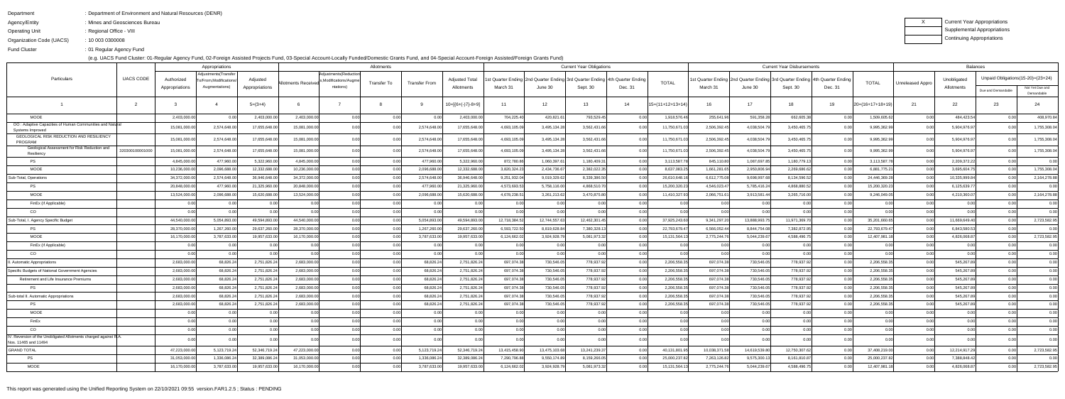Department : Department of Environment and Natural Resources (DENR)

Agency/Entity : Mines and Geosciences Bureau

Operating Unit : Regional Office - VIII

Organization Code (UACS) : 10 003 0300008

Fund Cluster : 01 Regular Agency Fund

(e.g. UACS Fund Cluster: 01-Regular Agency Fund, 02-Foreign Assisted Projects Fund, 03-Special Account-Locally Funded/Domestic Grants Fund, and 04-Special Account-Foreign Assisted/Foreign Grants Fund)

X Current Year Appropriations

Supplemental Appropriations

Continuing Appropriations

| Particulars | UACS CODE | Appropriations | | | Allotments | | | | | Current Year Obligations | | | | | Current Year Disbursements | | | | | Balances | | | |
|---|---|---|---|---|---|---|---|---|---|---|---|---|---|---|---|---|---|---|---|---|---|---|---|
| | | Authorized Appropriations | Adjustments(Transfer To/From,Modifications/Augmentations) | Adjusted Appropriations | Allotments Received | Adjustments(Reductions,Modifications/Augmentations) | Transfer To | Transfer From | Adjusted Total Allotments | 1st Quarter Ending March 31 | 2nd Quarter Ending June 30 | 3rd Quarter Ending Sept. 30 | 4th Quarter Ending Dec. 31 | TOTAL | 1st Quarter Ending March 31 | 2nd Quarter Ending June 30 | 3rd Quarter Ending Sept. 30 | 4th Quarter Ending Dec. 31 | TOTAL | Unreleased Appro | Unobligated Allotments | Unpaid Obligations(15-20)=(23+24) Due and Demandable | Not Yet Due and Demandable |
| 1 | 2 | 3 | 4 | 5=(3+4) | 6 | 7 | 8 | 9 | 10=[{6+(-)7}-8+9] | 11 | 12 | 13 | 14 | 15=(11+12+13+14) | 16 | 17 | 18 | 19 | 20=(16+17+18+19) | 21 | 22 | 23 | 24 |
| MOOE | | 2,403,000.00 | 0.00 | 2,403,000.00 | 2,403,000.00 | 0.00 | 0.00 | 0.00 | 2,403,000.00 | 704,225.40 | 420,821.61 | 793,529.45 | 0.00 | 1,918,576.46 | 255,641.96 | 591,358.28 | 662,605.38 | 0.00 | 1,509,605.62 | 0.00 | 484,423.54 | 0.00 | 408,970.84 |
| OO : Adaptive Capacities of Human Communities and Natural Systems Improved | | 15,081,000.00 | 2,574,648.00 | 17,655,648.00 | 15,081,000.00 | 0.00 | 0.00 | 2,574,648.00 | 17,655,648.00 | 4,693,105.09 | 3,495,134.28 | 3,562,431.66 | 0.00 | 11,750,671.03 | 2,506,392.45 | 4,038,504.79 | 3,450,465.75 | 0.00 | 9,995,362.99 | 0.00 | 5,904,976.97 | 0.00 | 1,755,308.04 |
| GEOLOGICAL RISK REDUCTION AND RESILIENCY PROGRAM | | 15,081,000.00 | 2,574,648.00 | 17,655,648.00 | 15,081,000.00 | 0.00 | 0.00 | 2,574,648.00 | 17,655,648.00 | 4,693,105.09 | 3,495,134.28 | 3,562,431.66 | 0.00 | 11,750,671.03 | 2,506,392.45 | 4,038,504.79 | 3,450,465.75 | 0.00 | 9,995,362.99 | 0.00 | 5,904,976.97 | 0.00 | 1,755,308.04 |
| Geological Assessment for Risk Reduction and Resiliency | 320200100001000 | 15,081,000.00 | 2,574,648.00 | 17,655,648.00 | 15,081,000.00 | 0.00 | 0.00 | 2,574,648.00 | 17,655,648.00 | 4,693,105.09 | 3,495,134.28 | 3,562,431.66 | 0.00 | 11,750,671.03 | 2,506,392.45 | 4,038,504.79 | 3,450,465.75 | 0.00 | 9,995,362.99 | 0.00 | 5,904,976.97 | 0.00 | 1,755,308.04 |
| PS | | 4,845,000.00 | 477,960.00 | 5,322,960.00 | 4,845,000.00 | 0.00 | 0.00 | 477,960.00 | 5,322,960.00 | 872,780.86 | 1,060,397.61 | 1,180,409.31 | 0.00 | 3,113,587.78 | 845,110.80 | 1,087,697.85 | 1,180,779.13 | 0.00 | 3,113,587.78 | 0.00 | 2,209,372.22 | 0.00 | 0.00 |
| MOOE | | 10,236,000.00 | 2,096,688.00 | 12,332,688.00 | 10,236,000.00 | 0.00 | 0.00 | 2,096,688.00 | 12,332,688.00 | 3,820,324.23 | 2,434,736.67 | 2,382,022.35 | 0.00 | 8,637,083.25 | 1,661,281.65 | 2,950,806.94 | 2,269,686.62 | 0.00 | 6,881,775.21 | 0.00 | 3,695,604.75 | 0.00 | 1,755,308.04 |
| Sub-Total, Operations | | 34,372,000.00 | 2,574,648.00 | 36,946,648.00 | 34,372,000.00 | 0.00 | 0.00 | 2,574,648.00 | 36,946,648.00 | 9,251,932.04 | 9,019,329.62 | 8,339,386.50 | 0.00 | 26,610,648.16 | 6,612,775.08 | 9,698,997.68 | 8,134,596.52 | 0.00 | 24,446,369.28 | 0.00 | 10,335,999.84 | 0.00 | 2,164,278.88 |
| PS | | 20,848,000.00 | 477,960.00 | 21,325,960.00 | 20,848,000.00 | 0.00 | 0.00 | 477,960.00 | 21,325,960.00 | 4,573,693.53 | 5,758,116.00 | 4,868,510.70 | 0.00 | 15,200,320.23 | 4,546,023.47 | 5,785,416.24 | 4,868,880.52 | 0.00 | 15,200,320.23 | 0.00 | 6,125,639.77 | 0.00 | 0.00 |
| MOOE | | 13,524,000.00 | 2,096,688.00 | 15,620,688.00 | 13,524,000.00 | 0.00 | 0.00 | 2,096,688.00 | 15,620,688.00 | 4,678,238.51 | 3,261,213.62 | 3,470,875.80 | 0.00 | 11,410,327.93 | 2,066,751.61 | 3,913,581.44 | 3,265,716.00 | 0.00 | 9,246,049.05 | 0.00 | 4,210,360.07 | 0.00 | 2,164,278.88 |
| FinEx (if Applicable) | | 0.00 | 0.00 | 0.00 | 0.00 | 0.00 | 0.00 | 0.00 | 0.00 | 0.00 | 0.00 | 0.00 | 0.00 | 0.00 | 0.00 | 0.00 | 0.00 | 0.00 | 0.00 | 0.00 | 0.00 | 0.00 | 0.00 |
| CO | | 0.00 | 0.00 | 0.00 | 0.00 | 0.00 | 0.00 | 0.00 | 0.00 | 0.00 | 0.00 | 0.00 | 0.00 | 0.00 | 0.00 | 0.00 | 0.00 | 0.00 | 0.00 | 0.00 | 0.00 | 0.00 | 0.00 |
| Sub-Total, I. Agency Specific Budget | | 44,540,000.00 | 5,054,893.00 | 49,594,893.00 | 44,540,000.00 | 0.00 | 0.00 | 5,054,893.00 | 49,594,893.00 | 12,718,384.52 | 12,744,557.63 | 12,462,301.45 | 0.00 | 37,925,243.60 | 9,341,297.29 | 13,888,993.75 | 11,971,369.70 | 0.00 | 35,201,660.65 | 0.00 | 11,669,649.40 | 0.00 | 2,723,582.95 |
| PS | | 28,370,000.00 | 1,267,260.00 | 29,637,260.00 | 28,370,000.00 | 0.00 | 0.00 | 1,267,260.00 | 29,637,260.00 | 6,593,722.50 | 8,819,628.84 | 7,380,328.13 | 0.00 | 22,793,679.47 | 6,566,052.44 | 8,844,754.08 | 7,382,872.95 | 0.00 | 22,793,679.47 | 0.00 | 6,843,580.53 | 0.00 | 0.00 |
| MOOE | | 16,170,000.00 | 3,787,633.00 | 19,957,633.00 | 16,170,000.00 | 0.00 | 0.00 | 3,787,633.00 | 19,957,633.00 | 6,124,662.02 | 3,924,928.79 | 5,081,973.32 | 0.00 | 15,131,564.13 | 2,775,244.76 | 5,044,239.67 | 4,588,496.75 | 0.00 | 12,407,981.18 | 0.00 | 4,826,068.87 | 0.00 | 2,723,582.95 |
| FinEx (if Applicable) | | 0.00 | 0.00 | 0.00 | 0.00 | 0.00 | 0.00 | 0.00 | 0.00 | 0.00 | 0.00 | 0.00 | 0.00 | 0.00 | 0.00 | 0.00 | 0.00 | 0.00 | 0.00 | 0.00 | 0.00 | 0.00 | 0.00 |
| CO | | 0.00 | 0.00 | 0.00 | 0.00 | 0.00 | 0.00 | 0.00 | 0.00 | 0.00 | 0.00 | 0.00 | 0.00 | 0.00 | 0.00 | 0.00 | 0.00 | 0.00 | 0.00 | 0.00 | 0.00 | 0.00 | 0.00 |
| II. Automatic Appropriations | | 2,683,000.00 | 68,826.24 | 2,751,826.24 | 2,683,000.00 | 0.00 | 0.00 | 68,826.24 | 2,751,826.24 | 697,074.38 | 730,546.05 | 778,937.92 | 0.00 | 2,206,558.35 | 697,074.38 | 730,546.05 | 778,937.92 | 0.00 | 2,206,558.35 | 0.00 | 545,267.89 | 0.00 | 0.00 |
| Specific Budgets of National Government Agencies | | 2,683,000.00 | 68,826.24 | 2,751,826.24 | 2,683,000.00 | 0.00 | 0.00 | 68,826.24 | 2,751,826.24 | 697,074.38 | 730,546.05 | 778,937.92 | 0.00 | 2,206,558.35 | 697,074.38 | 730,546.05 | 778,937.92 | 0.00 | 2,206,558.35 | 0.00 | 545,267.89 | 0.00 | 0.00 |
| Retirement and Life Insurance Premiums | | 2,683,000.00 | 68,826.24 | 2,751,826.24 | 2,683,000.00 | 0.00 | 0.00 | 68,826.24 | 2,751,826.24 | 697,074.38 | 730,546.05 | 778,937.92 | 0.00 | 2,206,558.35 | 697,074.38 | 730,546.05 | 778,937.92 | 0.00 | 2,206,558.35 | 0.00 | 545,267.89 | 0.00 | 0.00 |
| PS | | 2,683,000.00 | 68,826.24 | 2,751,826.24 | 2,683,000.00 | 0.00 | 0.00 | 68,826.24 | 2,751,826.24 | 697,074.38 | 730,546.05 | 778,937.92 | 0.00 | 2,206,558.35 | 697,074.38 | 730,546.05 | 778,937.92 | 0.00 | 2,206,558.35 | 0.00 | 545,267.89 | 0.00 | 0.00 |
| Sub-total II. Automatic Appropriations | | 2,683,000.00 | 68,826.24 | 2,751,826.24 | 2,683,000.00 | 0.00 | 0.00 | 68,826.24 | 2,751,826.24 | 697,074.38 | 730,546.05 | 778,937.92 | 0.00 | 2,206,558.35 | 697,074.38 | 730,546.05 | 778,937.92 | 0.00 | 2,206,558.35 | 0.00 | 545,267.89 | 0.00 | 0.00 |
| PS | | 2,683,000.00 | 68,826.24 | 2,751,826.24 | 2,683,000.00 | 0.00 | 0.00 | 68,826.24 | 2,751,826.24 | 697,074.38 | 730,546.05 | 778,937.92 | 0.00 | 2,206,558.35 | 697,074.38 | 730,546.05 | 778,937.92 | 0.00 | 2,206,558.35 | 0.00 | 545,267.89 | 0.00 | 0.00 |
| MOOE | | 0.00 | 0.00 | 0.00 | 0.00 | 0.00 | 0.00 | 0.00 | 0.00 | 0.00 | 0.00 | 0.00 | 0.00 | 0.00 | 0.00 | 0.00 | 0.00 | 0.00 | 0.00 | 0.00 | 0.00 | 0.00 | 0.00 |
| FinEx | | 0.00 | 0.00 | 0.00 | 0.00 | 0.00 | 0.00 | 0.00 | 0.00 | 0.00 | 0.00 | 0.00 | 0.00 | 0.00 | 0.00 | 0.00 | 0.00 | 0.00 | 0.00 | 0.00 | 0.00 | 0.00 | 0.00 |
| CO | | 0.00 | 0.00 | 0.00 | 0.00 | 0.00 | 0.00 | 0.00 | 0.00 | 0.00 | 0.00 | 0.00 | 0.00 | 0.00 | 0.00 | 0.00 | 0.00 | 0.00 | 0.00 | 0.00 | 0.00 | 0.00 | 0.00 |
| IV. Reversion of the Unobligated Allotments charged against R.A. Nos. 11465 and 11494 | | 0.00 | 0.00 | 0.00 | 0.00 | 0.00 | 0.00 | 0.00 | 0.00 | 0.00 | 0.00 | 0.00 | 0.00 | 0.00 | 0.00 | 0.00 | 0.00 | 0.00 | 0.00 | 0.00 | 0.00 | 0.00 | 0.00 |
| GRAND TOTAL | | 47,223,000.00 | 5,123,719.24 | 52,346,719.24 | 47,223,000.00 | 0.00 | 0.00 | 5,123,719.24 | 52,346,719.24 | 13,415,458.90 | 13,475,103.68 | 13,241,239.37 | 0.00 | 40,131,801.95 | 10,038,371.58 | 14,619,539.80 | 12,750,307.62 | 0.00 | 37,408,219.00 | 0.00 | 12,214,917.29 | 0.00 | 2,723,582.95 |
| PS | | 31,053,000.00 | 1,336,086.24 | 32,389,086.24 | 31,053,000.00 | 0.00 | 0.00 | 1,336,086.24 | 32,389,086.24 | 7,290,796.88 | 9,550,174.89 | 8,159,266.05 | 0.00 | 25,000,237.82 | 7,263,126.82 | 9,575,300.13 | 8,161,810.87 | 0.00 | 25,000,237.82 | 0.00 | 7,388,848.42 | 0.00 | 0.00 |
| MOOE | | 16,170,000.00 | 3,787,633.00 | 19,957,633.00 | 16,170,000.00 | 0.00 | 0.00 | 3,787,633.00 | 19,957,633.00 | 6,124,662.02 | 3,924,928.79 | 5,081,973.32 | 0.00 | 15,131,564.13 | 2,775,244.76 | 5,044,239.67 | 4,588,496.75 | 0.00 | 12,407,981.18 | 0.00 | 4,826,068.87 | 0.00 | 2,723,582.95 |

This report was generated using the Unified Reporting System on 22/10/2021 09:55 version.FAR1.2.5 ; Status : PENDING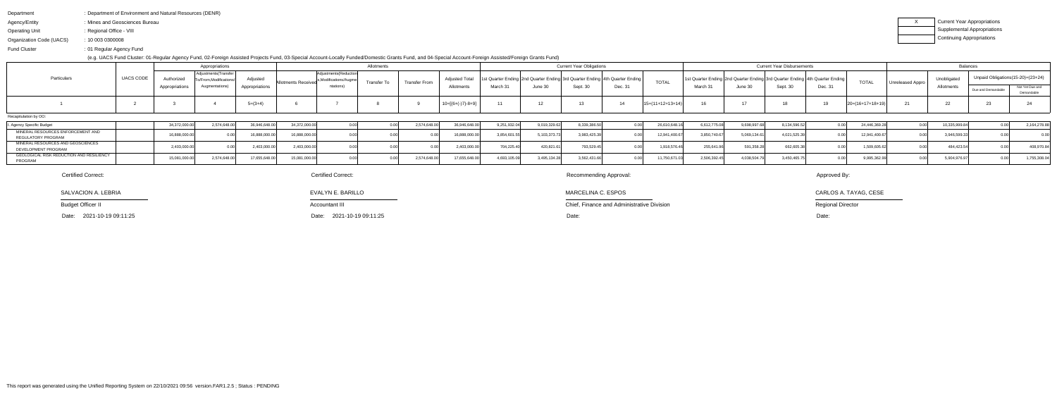Department : Department of Environment and Natural Resources (DENR)

Agency/Entity : Mines and Geosciences Bureau

Operating Unit : Regional Office - VIII

Organization Code (UACS) : 10 003 0300008

Fund Cluster : 01 Regular Agency Fund

(e.g. UACS Fund Cluster: 01-Regular Agency Fund, 02-Foreign Assisted Projects Fund, 03-Special Account-Locally Funded/Domestic Grants Fund, and 04-Special Account-Foreign Assisted/Foreign Grants Fund)

| X | Current Year Appropriations |
|---|---|
| | Supplemental Appropriations |
| | Continuing Appropriations |

| Particulars | UACS CODE | Appropriations | | | Allotments | | | | | Current Year Obligations | | | | | Current Year Disbursements | | | | | Balances | | | |
|---|---|---|---|---|---|---|---|---|---|---|---|---|---|---|---|---|---|---|---|---|---|---|---|
| | | Authorized Appropriations | Adjustments(Transfer To/From,Modifications/ Augmentations) | Adjusted Appropriations | Allotments Received | Adjustments(Reductions,Modifications/Augmentations) | Transfer To | Transfer From | Adjusted Total Allotments | 1st Quarter Ending March 31 | 2nd Quarter Ending June 30 | 3rd Quarter Ending Sept. 30 | 4th Quarter Ending Dec. 31 | TOTAL | 1st Quarter Ending March 31 | 2nd Quarter Ending June 30 | 3rd Quarter Ending Sept. 30 | 4th Quarter Ending Dec. 31 | TOTAL | Unreleased Appro | Unobligated Allotments | Unpaid Obligations(15-20)=(23+24) Due and Demandable | Not Yet Due and Demandable |
| 1 | 2 | 3 | 4 | 5=(3+4) | 6 | 7 | 8 | 9 | 10=[{6+(-)7}-8+9] | 11 | 12 | 13 | 14 | 15=(11+12+13+14) | 16 | 17 | 18 | 19 | 20=(16+17+18+19) | 21 | 22 | 23 | 24 |
| Recapitulation by OO: | | | | | | | | | | | | | | | | | | | | | | | |
| I. Agency Specific Budget | | 34,372,000.00 | 2,574,648.00 | 36,946,648.00 | 34,372,000.00 | 0.00 | 0.00 | 2,574,648.00 | 36,946,648.00 | 9,251,932.04 | 9,019,329.62 | 8,339,386.50 | 0.00 | 26,610,648.16 | 6,612,775.08 | 9,698,997.68 | 8,134,596.52 | 0.00 | 24,446,369.28 | 0.00 | 10,335,999.84 | 0.00 | 2,164,278.88 |
| MINERAL RESOURCES ENFORCEMENT AND REGULATORY PROGRAM | | 16,888,000.00 | 0.00 | 16,888,000.00 | 16,888,000.00 | 0.00 | 0.00 | 0.00 | 16,888,000.00 | 3,854,601.55 | 5,103,373.73 | 3,983,425.39 | 0.00 | 12,941,400.67 | 3,850,740.67 | 5,069,134.61 | 4,021,525.39 | 0.00 | 12,941,400.67 | 0.00 | 3,946,599.33 | 0.00 | 0.00 |
| MINERAL RESOURCES AND GEOSCIENCES DEVELOPMENT PROGRAM | | 2,403,000.00 | 0.00 | 2,403,000.00 | 2,403,000.00 | 0.00 | 0.00 | 0.00 | 2,403,000.00 | 704,225.40 | 420,821.61 | 793,529.45 | 0.00 | 1,918,576.46 | 255,641.96 | 591,358.28 | 662,605.38 | 0.00 | 1,509,605.62 | 0.00 | 484,423.54 | 0.00 | 408,970.84 |
| GEOLOGICAL RISK REDUCTION AND RESILIENCY PROGRAM | | 15,081,000.00 | 2,574,648.00 | 17,655,648.00 | 15,081,000.00 | 0.00 | 0.00 | 2,574,648.00 | 17,655,648.00 | 4,693,105.09 | 3,495,134.28 | 3,562,431.66 | 0.00 | 11,750,671.03 | 2,506,392.45 | 4,038,504.79 | 3,450,465.75 | 0.00 | 9,995,362.99 | 0.00 | 5,904,976.97 | 0.00 | 1,755,308.04 |

| Certified Correct: | Certified Correct: | Recommending Approval: | Approved By: |
|---|---|---|---|
| SALVACION A. LEBRIA | EVALYN E. BARILLO | MARCELINA C. ESPOS | CARLOS A. TAYAG, CESE |
| Budget Officer II | Accountant III | Chief, Finance and Administrative Division | Regional Director |
| Date: 2021-10-19 09:11:25 | Date: 2021-10-19 09:11:25 | Date: | Date: |

This report was generated using the Unified Reporting System on 22/10/2021 09:56 version.FAR1.2.5 ; Status : PENDING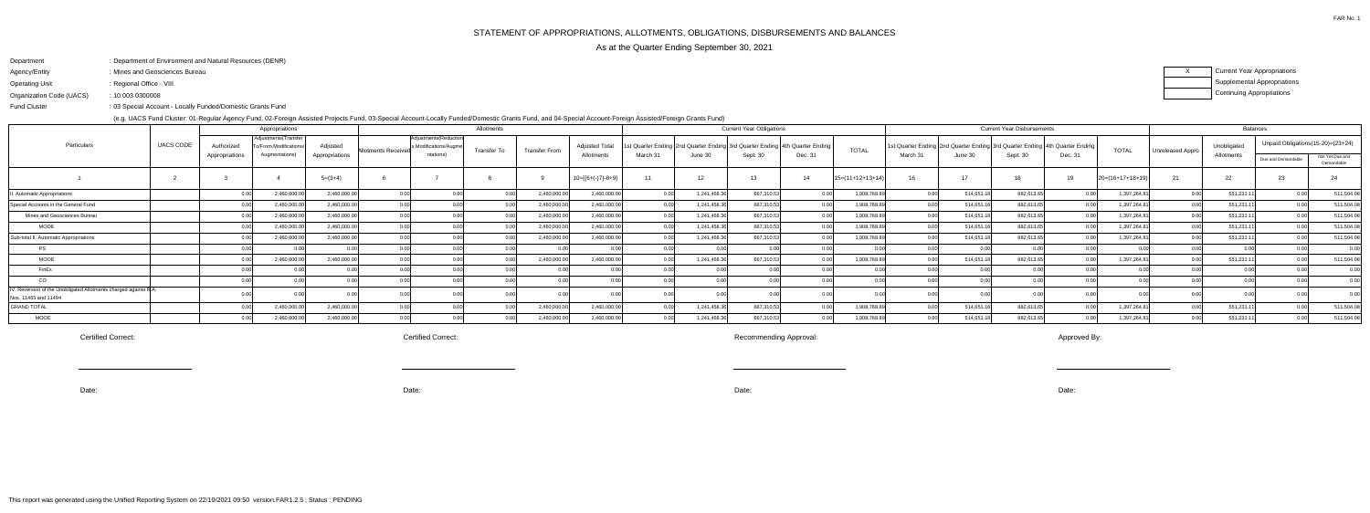FAR No. 1

# STATEMENT OF APPROPRIATIONS, ALLOTMENTS, OBLIGATIONS, DISBURSEMENTS AND BALANCES

As at the Quarter Ending September 30, 2021

Department : Department of Environment and Natural Resources (DENR)
Agency/Entity : Mines and Geosciences Bureau
Operating Unit : Regional Office - VIII
Organization Code (UACS) : 10 003 0300008
Fund Cluster : 03 Special Account - Locally Funded/Domestic Grants Fund

(e.g. UACS Fund Cluster: 01-Regular Agency Fund, 02-Foreign Assisted Projects Fund, 03-Special Account-Locally Funded/Domestic Grants Fund, and 04-Special Account-Foreign Assisted/Foreign Grants Fund)

| | |
|---|---|
| X | Current Year Appropriations |
| | Supplemental Appropriations |
| | Continuing Appropriations |

| Particulars | UACS CODE | Appropriations | | | Allotments | | | | | Current Year Obligations | | | | | Current Year Disbursements | | | | | Balances | | | |
|---|---|---|---|---|---|---|---|---|---|---|---|---|---|---|---|---|---|---|---|---|---|---|---|
| | | Authorized Appropriations | Adjustments(Transfer To/From,Modifications/Augmentations) | Adjusted Appropriations | Allotments Received | Adjustments(Reductions,Modifications/Augmentations) | Transfer To | Transfer From | Adjusted Total Allotments | 1st Quarter Ending March 31 | 2nd Quarter Ending June 30 | 3rd Quarter Ending Sept. 30 | 4th Quarter Ending Dec. 31 | TOTAL | 1st Quarter Ending March 31 | 2nd Quarter Ending June 30 | 3rd Quarter Ending Sept. 30 | 4th Quarter Ending Dec. 31 | TOTAL | Unreleased Appro | Unobligated Allotments | Unpaid Obligations(15-20)=(23+24) Due and Demandable | Unpaid Obligations(15-20)=(23+24) Not Yet Due and Demandable |
| 1 | 2 | 3 | 4 | 5=(3+4) | 6 | 7 | 8 | 9 | 10=[{6+(-)7}-8+9] | 11 | 12 | 13 | 14 | 15=(11+12+13+14) | 16 | 17 | 18 | 19 | 20=(16+17+18+19) | 21 | 22 | 23 | 24 |
| II. Automatic Appropriations | | 0.00 | 2,460,000.00 | 2,460,000.00 | 0.00 | 0.00 | 0.00 | 2,460,000.00 | 2,460,000.00 | 0.00 | 1,241,458.36 | 667,310.53 | 0.00 | 1,908,768.89 | 0.00 | 514,651.16 | 882,613.65 | 0.00 | 1,397,264.81 | 0.00 | 551,231.11 | 0.00 | 511,504.08 |
| Special Accounts in the General Fund | | 0.00 | 2,460,000.00 | 2,460,000.00 | 0.00 | 0.00 | 0.00 | 2,460,000.00 | 2,460,000.00 | 0.00 | 1,241,458.36 | 667,310.53 | 0.00 | 1,908,768.89 | 0.00 | 514,651.16 | 882,613.65 | 0.00 | 1,397,264.81 | 0.00 | 551,231.11 | 0.00 | 511,504.08 |
| Mines and Geosciences Bureau | | 0.00 | 2,460,000.00 | 2,460,000.00 | 0.00 | 0.00 | 0.00 | 2,460,000.00 | 2,460,000.00 | 0.00 | 1,241,458.36 | 667,310.53 | 0.00 | 1,908,768.89 | 0.00 | 514,651.16 | 882,613.65 | 0.00 | 1,397,264.81 | 0.00 | 551,231.11 | 0.00 | 511,504.08 |
| MOOE | | 0.00 | 2,460,000.00 | 2,460,000.00 | 0.00 | 0.00 | 0.00 | 2,460,000.00 | 2,460,000.00 | 0.00 | 1,241,458.36 | 667,310.53 | 0.00 | 1,908,768.89 | 0.00 | 514,651.16 | 882,613.65 | 0.00 | 1,397,264.81 | 0.00 | 551,231.11 | 0.00 | 511,504.08 |
| Sub-total II. Automatic Appropriations | | 0.00 | 2,460,000.00 | 2,460,000.00 | 0.00 | 0.00 | 0.00 | 2,460,000.00 | 2,460,000.00 | 0.00 | 1,241,458.36 | 667,310.53 | 0.00 | 1,908,768.89 | 0.00 | 514,651.16 | 882,613.65 | 0.00 | 1,397,264.81 | 0.00 | 551,231.11 | 0.00 | 511,504.08 |
| PS | | 0.00 | 0.00 | 0.00 | 0.00 | 0.00 | 0.00 | 0.00 | 0.00 | 0.00 | 0.00 | 0.00 | 0.00 | 0.00 | 0.00 | 0.00 | 0.00 | 0.00 | 0.00 | 0.00 | 0.00 | 0.00 | 0.00 |
| MOOE | | 0.00 | 2,460,000.00 | 2,460,000.00 | 0.00 | 0.00 | 0.00 | 2,460,000.00 | 2,460,000.00 | 0.00 | 1,241,458.36 | 667,310.53 | 0.00 | 1,908,768.89 | 0.00 | 514,651.16 | 882,613.65 | 0.00 | 1,397,264.81 | 0.00 | 551,231.11 | 0.00 | 511,504.08 |
| FinEx | | 0.00 | 0.00 | 0.00 | 0.00 | 0.00 | 0.00 | 0.00 | 0.00 | 0.00 | 0.00 | 0.00 | 0.00 | 0.00 | 0.00 | 0.00 | 0.00 | 0.00 | 0.00 | 0.00 | 0.00 | 0.00 | 0.00 |
| CO | | 0.00 | 0.00 | 0.00 | 0.00 | 0.00 | 0.00 | 0.00 | 0.00 | 0.00 | 0.00 | 0.00 | 0.00 | 0.00 | 0.00 | 0.00 | 0.00 | 0.00 | 0.00 | 0.00 | 0.00 | 0.00 | 0.00 |
| IV. Reversion of the Unobligated Allotments charged against R.A. Nos. 11465 and 11494 | | 0.00 | 0.00 | 0.00 | 0.00 | 0.00 | 0.00 | 0.00 | 0.00 | 0.00 | 0.00 | 0.00 | 0.00 | 0.00 | 0.00 | 0.00 | 0.00 | 0.00 | 0.00 | 0.00 | 0.00 | 0.00 | 0.00 |
| GRAND TOTAL | | 0.00 | 2,460,000.00 | 2,460,000.00 | 0.00 | 0.00 | 0.00 | 2,460,000.00 | 2,460,000.00 | 0.00 | 1,241,458.36 | 667,310.53 | 0.00 | 1,908,768.89 | 0.00 | 514,651.16 | 882,613.65 | 0.00 | 1,397,264.81 | 0.00 | 551,231.11 | 0.00 | 511,504.08 |
| MOOE | | 0.00 | 2,460,000.00 | 2,460,000.00 | 0.00 | 0.00 | 0.00 | 2,460,000.00 | 2,460,000.00 | 0.00 | 1,241,458.36 | 667,310.53 | 0.00 | 1,908,768.89 | 0.00 | 514,651.16 | 882,613.65 | 0.00 | 1,397,264.81 | 0.00 | 551,231.11 | 0.00 | 511,504.08 |

| Certified Correct: | Certified Correct: | Recommending Approval: | Approved By: |
|---|---|---|---|
| Date: | Date: | Date: | Date: |

This report was generated using the Unified Reporting System on 22/10/2021 09:50 version.FAR1.2.5 ; Status : PENDING